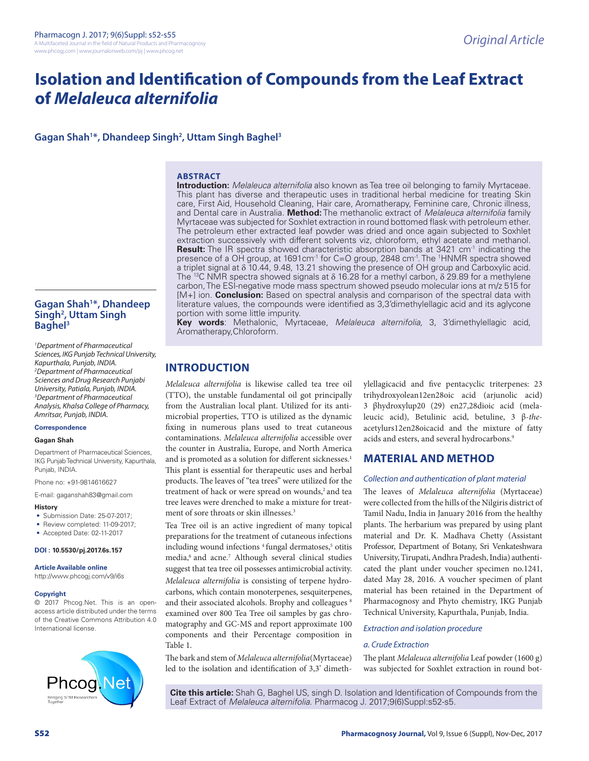# Isolation and Identification of Compounds from the Leaf Extract of *Melaleuca alternifolia*

**Gagan Shah[1]*, Dhandeep Singh[2], Uttam Singh Baghel[3]**

## ABSTRACT

**Introduction:** *Melaleuca alternifolia* also known as Tea tree oil belonging to family Myrtaceae. This plant has diverse and therapeutic uses in traditional herbal medicine for treating Skin care, First Aid, Household Cleaning, Hair care, Aromatherapy, Feminine care, Chronic illness, and Dental care in Australia. **Method:** The methanolic extract of *Melaleuca alternifolia* family Myrtaceae was subjected for Soxhlet extraction in round bottomed flask with petroleum ether. The petroleum ether extracted leaf powder was dried and once again subjected to Soxhlet extraction successively with different solvents viz, chloroform, ethyl acetate and methanol. **Result:** The IR spectra showed characteristic absorption bands at 3421 $cm^{-1}$ indicating the presence of a OH group, at 1691$cm^{-1}$ for C=O group, 2848 $cm^{-1}$. The $^{1}$HNMR spectra showed a triplet signal at δ 10.44, 9.48, 13.21 showing the presence of OH group and Carboxylic acid. The $^{13}$C NMR spectra showed signals at δ 16.28 for a methyl carbon, δ 29.89 for a methylene carbon, The ESI-negative mode mass spectrum showed pseudo molecular ions at m/z 515 for [M+] ion. **Conclusion:** Based on spectral analysis and comparison of the spectral data with literature values, the compounds were identified as 3,3'dimethylellagic acid and its aglycone portion with some little impurity.

**Key words**: Methalonic, Myrtaceae, *Melaleuca alternifolia,* 3, 3'dimethylellagic acid, Aromatherapy, Chloroform.

**Gagan Shah[1]*, Dhandeep Singh[2], Uttam Singh Baghel[3]**

*[1]Department of Pharmaceutical Sciences, IKG Punjab Technical University, Kapurthala, Punjab, INDIA.*
*[2]Department of Pharmaceutical Sciences and Drug Research Punjabi University, Patiala, Punjab, INDIA.*
*[3]Department of Pharmaceutical Analysis, Khalsa College of Pharmacy, Amritsar, Punjab, INDIA.*

**Correspondence**

**Gagan Shah**

Department of Pharmaceutical Sciences, IKG Punjab Technical University, Kapurthala, Punjab, INDIA.

Phone no: +91-9814616627

E-mail: gaganshah83@gmail.com

**History**

- Submission Date: 25-07-2017;
- Review completed: 11-09-2017;
- Accepted Date: 02-11-2017

**DOI : 10.5530/pj.2017.6s.157**

**Article Available online**

http://www.phcogj.com/v9/i6s

**Copyright**

© 2017 Phcog.Net. This is an open-access article distributed under the terms of the Creative Commons Attribution 4.0 International license.

## INTRODUCTION

*Melaleuca alternifolia* is likewise called tea tree oil (TTO), the unstable fundamental oil got principally from the Australian local plant. Utilized for its antimicrobial properties, TTO is utilized as the dynamic fixing in numerous plans used to treat cutaneous contaminations. *Melaleuca alternifolia* accessible over the counter in Australia, Europe, and North America and is promoted as a solution for different sicknesses.[1] This plant is essential for therapeutic uses and herbal products. The leaves of "tea trees" were utilized for the treatment of hack or were spread on wounds,[2] and tea tree leaves were drenched to make a mixture for treatment of sore throats or skin illnesses.[3]

Tea Tree oil is an active ingredient of many topical preparations for the treatment of cutaneous infections including wound infections [4] fungal dermatoses,[5] otitis media,[6] and acne.[7] Although several clinical studies suggest that tea tree oil possesses antimicrobial activity. *Melaleuca alternifolia* is consisting of terpene hydrocarbons, which contain monoterpenes, sesquiterpenes, and their associated alcohols. Brophy and colleagues [8] examined over 800 Tea Tree oil samples by gas chromatography and GC-MS and report approximate 100 components and their Percentage composition in Table 1.

The bark and stem of *Melaleuca alternifolia*(Myrtaceae) led to the isolation and identification of 3,3' dimethylellagicacid and five pentacyclic triterpenes: 23 trihydroxyolean12en28oic acid (arjunolic acid) 3 βhydroxylup20 (29) en27,28dioic acid (melaleucic acid), Betulinic acid, betuline, 3 β-*the*-acetylurs12en28oicacid and the mixture of fatty acids and esters, and several hydrocarbons.[9]

## MATERIAL AND METHOD

### *Collection and authentication of plant material*

The leaves of *Melaleuca alternifolia* (Myrtaceae) were collected from the hills of the Nilgiris district of Tamil Nadu, India in January 2016 from the healthy plants. The herbarium was prepared by using plant material and Dr. K. Madhava Chetty (Assistant Professor, Department of Botany, Sri Venkateshwara University, Tirupati, Andhra Pradesh, India) authenticated the plant under voucher specimen no.1241, dated May 28, 2016. A voucher specimen of plant material has been retained in the Department of Pharmacognosy and Phyto chemistry, IKG Punjab Technical University, Kapurthala, Punjab, India.

### *Extraction and isolation procedure*

#### *a. Crude Extraction*

The plant *Melaleuca alternifolia* Leaf powder (1600 g) was subjected for Soxhlet extraction in round bot-

**Cite this article:** Shah G, Baghel US, singh D. Isolation and Identification of Compounds from the Leaf Extract of *Melaleuca alternifolia.* Pharmacog J. 2017;9(6)Suppl:s52-s5.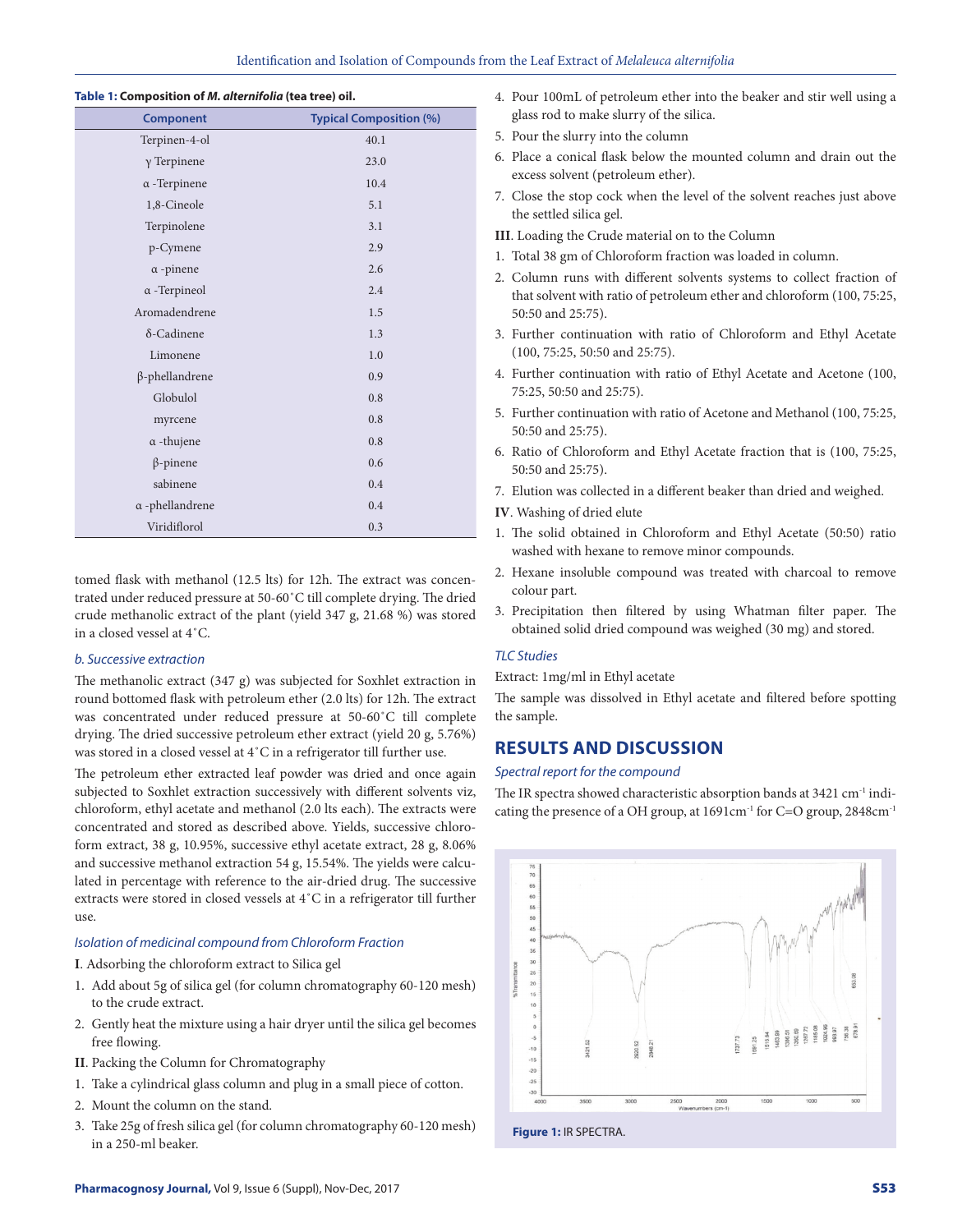**Table 1: Composition of *M. alternifolia* (tea tree) oil.**

| Component | Typical Composition (%) |
|---|---|
| Terpinen-4-ol | 40.1 |
| γ Terpinene | 23.0 |
| α -Terpinene | 10.4 |
| 1,8-Cineole | 5.1 |
| Terpinolene | 3.1 |
| p-Cymene | 2.9 |
| α -pinene | 2.6 |
| α -Terpineol | 2.4 |
| Aromadendrene | 1.5 |
| δ-Cadinene | 1.3 |
| Limonene | 1.0 |
| β-phellandrene | 0.9 |
| Globulol | 0.8 |
| myrcene | 0.8 |
| α -thujene | 0.8 |
| β-pinene | 0.6 |
| sabinene | 0.4 |
| α -phellandrene | 0.4 |
| Viridiflorol | 0.3 |

tomed flask with methanol (12.5 lts) for 12h. The extract was concentrated under reduced pressure at 50-60˚C till complete drying. The dried crude methanolic extract of the plant (yield 347 g, 21.68 %) was stored in a closed vessel at 4˚C.

### *b. Successive extraction*

The methanolic extract (347 g) was subjected for Soxhlet extraction in round bottomed flask with petroleum ether (2.0 lts) for 12h. The extract was concentrated under reduced pressure at 50-60˚C till complete drying. The dried successive petroleum ether extract (yield 20 g, 5.76%) was stored in a closed vessel at 4˚C in a refrigerator till further use.

The petroleum ether extracted leaf powder was dried and once again subjected to Soxhlet extraction successively with different solvents viz, chloroform, ethyl acetate and methanol (2.0 lts each). The extracts were concentrated and stored as described above. Yields, successive chloroform extract, 38 g, 10.95%, successive ethyl acetate extract, 28 g, 8.06% and successive methanol extraction 54 g, 15.54%. The yields were calculated in percentage with reference to the air-dried drug. The successive extracts were stored in closed vessels at 4˚C in a refrigerator till further use.

### *Isolation of medicinal compound from Chloroform Fraction*

**I**. Adsorbing the chloroform extract to Silica gel

1. Add about 5g of silica gel (for column chromatography 60-120 mesh) to the crude extract.
2. Gently heat the mixture using a hair dryer until the silica gel becomes free flowing.

**II**. Packing the Column for Chromatography

1. Take a cylindrical glass column and plug in a small piece of cotton.
2. Mount the column on the stand.
3. Take 25g of fresh silica gel (for column chromatography 60-120 mesh) in a 250-ml beaker.
4. Pour 100mL of petroleum ether into the beaker and stir well using a glass rod to make slurry of the silica.
5. Pour the slurry into the column
6. Place a conical flask below the mounted column and drain out the excess solvent (petroleum ether).
7. Close the stop cock when the level of the solvent reaches just above the settled silica gel.

**III**. Loading the Crude material on to the Column

1. Total 38 gm of Chloroform fraction was loaded in column.
2. Column runs with different solvents systems to collect fraction of that solvent with ratio of petroleum ether and chloroform (100, 75:25, 50:50 and 25:75).
3. Further continuation with ratio of Chloroform and Ethyl Acetate (100, 75:25, 50:50 and 25:75).
4. Further continuation with ratio of Ethyl Acetate and Acetone (100, 75:25, 50:50 and 25:75).
5. Further continuation with ratio of Acetone and Methanol (100, 75:25, 50:50 and 25:75).
6. Ratio of Chloroform and Ethyl Acetate fraction that is (100, 75:25, 50:50 and 25:75).
7. Elution was collected in a different beaker than dried and weighed.

**IV**. Washing of dried elute

1. The solid obtained in Chloroform and Ethyl Acetate (50:50) ratio washed with hexane to remove minor compounds.
2. Hexane insoluble compound was treated with charcoal to remove colour part.
3. Precipitation then filtered by using Whatman filter paper. The obtained solid dried compound was weighed (30 mg) and stored.

### *TLC Studies*

Extract: 1mg/ml in Ethyl acetate

The sample was dissolved in Ethyl acetate and filtered before spotting the sample.

## RESULTS AND DISCUSSION

### *Spectral report for the compound*

The IR spectra showed characteristic absorption bands at 3421 $cm^{-1}$ indicating the presence of a OH group, at 1691$cm^{-1}$ for C=O group, 2848$cm^{-1}$

**Figure 1:** IR SPECTRA.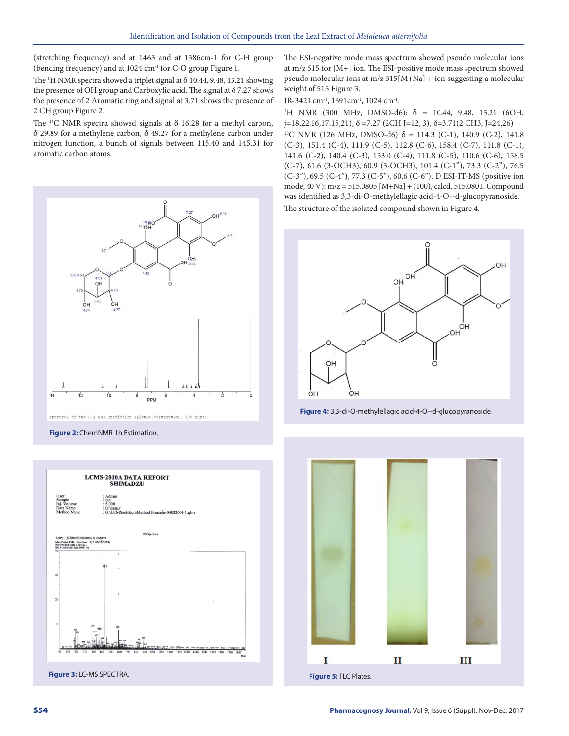(stretching frequency) and at 1463 and at 1386cm-1 for C-H group (bending frequency) and at 1024 $cm^{-1}$ for C-O group Figure 1.

The $^{1}$H NMR spectra showed a triplet signal at δ 10.44, 9.48, 13.21 showing the presence of OH group and Carboxylic acid. The signal at δ 7.27 shows the presence of 2 Aromatic ring and signal at 3.71 shows the presence of 2 CH group Figure 2.

The $^{13}$C NMR spectra showed signals at δ 16.28 for a methyl carbon, δ 29.89 for a methylene carbon, δ 49.27 for a methylene carbon under nitrogen function, a bunch of signals between 115.40 and 145.31 for aromatic carbon atoms.

Figure 2: ChemNMR 1h Estimation.

Figure 3: LC-MS SPECTRA.

The ESI-negative mode mass spectrum showed pseudo molecular ions at m/z 515 for [M+] ion. The ESI-positive mode mass spectrum showed pseudo molecular ions at m/z 515[M+Na] + ion suggesting a molecular weight of 515 Figure 3.

IR-3421 $cm^{-1}$, 1691$cm^{-1}$, 1024 $cm^{-1}$.

$^{1}$H NMR (300 MHz, DMSO-d6): δ = 10.44, 9.48, 13.21 (6OH, j=18,22,16,17.15,21), δ =7.27 (2CH J=12, 3), δ=3.71(2 CH3, J=24,26)

$^{13}$C NMR (126 MHz, DMSO-d6) δ = 114.3 (C-1), 140.9 (C-2), 141.8 (C-3), 151.4 (C-4), 111.9 (C-5), 112.8 (C-6), 158.4 (C-7), 111.8 (C-1), 141.6 (C-2), 140.4 (C-3), 153.0 (C-4), 111.8 (C-5), 110.6 (C-6), 158.5 (C-7), 61.6 (3-OCH3), 60.9 (3-OCH3), 101.4 (C-1"), 73.3 (C-2"), 76.5 (C-3"), 69.5 (C-4"), 77.3 (C-5"), 60.6 (C-6"). Đ ESI-IT-MS (positive ion mode, 40 V): m/z = 515.0805 [M+Na] + (100), calcd. 515.0801. Compound was identified as 3,3-di-O-methylellagic acid-4-O--d-glucopyranoside.

The structure of the isolated compound shown in Figure 4.

Figure 4: 3,3-di-O-methylellagic acid-4-O--d-glucopyranoside.

Figure 5: TLC Plates.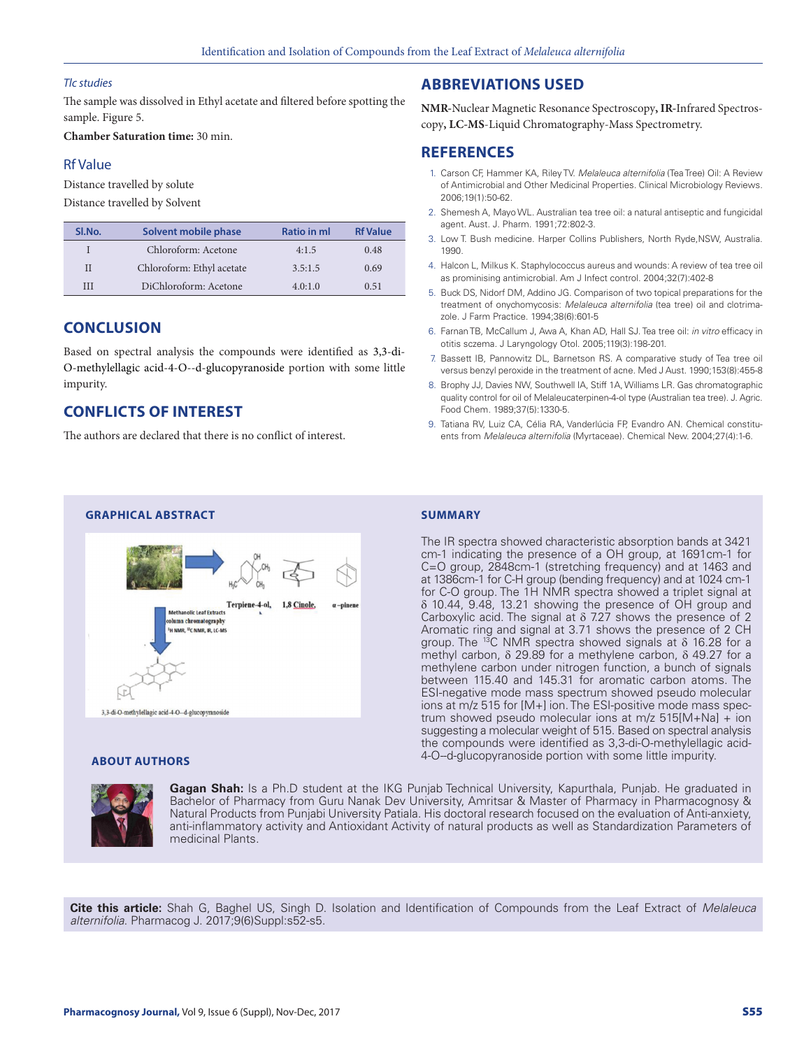### *Tlc studies*

The sample was dissolved in Ethyl acetate and filtered before spotting the sample. Figure 5.

**Chamber Saturation time:** 30 min.

### Rf Value

Distance travelled by solute

Distance travelled by Solvent

| Sl.No. | Solvent mobile phase | Ratio in ml | Rf Value |
|---|---|---|---|
| I | Chloroform: Acetone | 4:1.5 | 0.48 |
| II | Chloroform: Ethyl acetate | 3.5:1.5 | 0.69 |
| III | DiChloroform: Acetone | 4.0:1.0 | 0.51 |

## CONCLUSION

Based on spectral analysis the compounds were identified as **3,3-di-O-methylellagic acid-4-O--d-glucopyranoside** portion with some little impurity.

## CONFLICTS OF INTEREST

The authors are declared that there is no conflict of interest.

## ABBREVIATIONS USED

**NMR**-Nuclear Magnetic Resonance Spectroscopy**, IR**-Infrared Spectroscopy**, LC-MS**-Liquid Chromatography-Mass Spectrometry.

## REFERENCES

1. Carson CF, Hammer KA, Riley TV. *Melaleuca alternifolia* (Tea Tree) Oil: A Review of Antimicrobial and Other Medicinal Properties. Clinical Microbiology Reviews. 2006;19(1):50-62.
2. Shemesh A, Mayo WL. Australian tea tree oil: a natural antiseptic and fungicidal agent. Aust. J. Pharm. 1991;72:802-3.
3. Low T. Bush medicine. Harper Collins Publishers, North Ryde,NSW, Australia. 1990.
4. Halcon L, Milkus K. Staphylococcus aureus and wounds: A review of tea tree oil as prominising antimicrobial. Am J Infect control. 2004;32(7):402-8
5. Buck DS, Nidorf DM, Addino JG. Comparison of two topical preparations for the treatment of onychomycosis: *Melaleuca alternifolia* (tea tree) oil and clotrimazole. J Farm Practice. 1994;38(6):601-5
6. Farnan TB, McCallum J, Awa A, Khan AD, Hall SJ. Tea tree oil: *in vitro* efficacy in otitis sczema. J Laryngology Otol. 2005;119(3):198-201.
7. Bassett IB, Pannowitz DL, Barnetson RS. A comparative study of Tea tree oil versus benzyl peroxide in the treatment of acne. Med J Aust. 1990;153(8):455-8
8. Brophy JJ, Davies NW, Southwell IA, Stiff 1A, Williams LR. Gas chromatographic quality control for oil of Melaleucaterpinen-4-ol type (Australian tea tree). J. Agric. Food Chem. 1989;37(5):1330-5.
9. Tatiana RV, Luiz CA, Célia RA, Vanderlúcia FP, Evandro AN. Chemical constituents from *Melaleuca alternifolia* (Myrtaceae). Chemical New. 2004;27(4):1-6.

### GRAPHICAL ABSTRACT

Terpiene-4-ol, 1,8 Cinole, α–pinene

Methanolic Leaf Extracts
column chromatography
$^{1}H$ NMR, $^{13}C$ NMR, IR, LC-MS

3,3-di-O-methylellagic acid-4-O--d-glucopyranoside

### SUMMARY

The IR spectra showed characteristic absorption bands at 3421 cm-1 indicating the presence of a OH group, at 1691cm-1 for C=O group, 2848cm-1 (stretching frequency) and at 1463 and at 1386cm-1 for C-H group (bending frequency) and at 1024 cm-1 for C-O group. The 1H NMR spectra showed a triplet signal at δ 10.44, 9.48, 13.21 showing the presence of OH group and Carboxylic acid. The signal at δ 7.27 shows the presence of 2 Aromatic ring and signal at 3.71 shows the presence of 2 CH group. The $^{13}C$ NMR spectra showed signals at δ 16.28 for a methyl carbon, δ 29.89 for a methylene carbon, δ 49.27 for a methylene carbon under nitrogen function, a bunch of signals between 115.40 and 145.31 for aromatic carbon atoms. The ESI-negative mode mass spectrum showed pseudo molecular ions at m/z 515 for [M+] ion. The ESI-positive mode mass spectrum showed pseudo molecular ions at m/z 515[M+Na] + ion suggesting a molecular weight of 515. Based on spectral analysis the compounds were identified as 3,3-di-O-methylellagic acid-4-O–d-glucopyranoside portion with some little impurity.

### ABOUT AUTHORS

**Gagan Shah:** Is a Ph.D student at the IKG Punjab Technical University, Kapurthala, Punjab. He graduated in Bachelor of Pharmacy from Guru Nanak Dev University, Amritsar & Master of Pharmacy in Pharmacognosy & Natural Products from Punjabi University Patiala. His doctoral research focused on the evaluation of Anti-anxiety, anti-inflammatory activity and Antioxidant Activity of natural products as well as Standardization Parameters of medicinal Plants.

**Cite this article:** Shah G, Baghel US, Singh D. Isolation and Identification of Compounds from the Leaf Extract of *Melaleuca alternifolia*. Pharmacog J. 2017;9(6)Suppl:s52-s5.